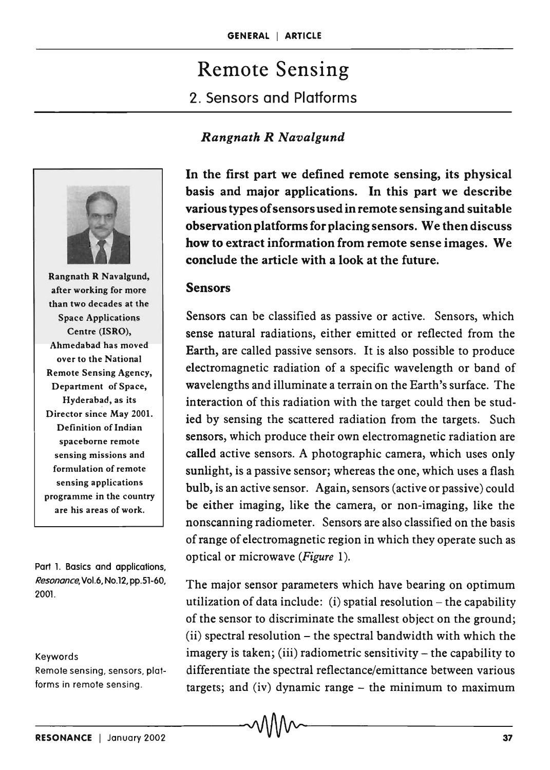# Remote Sensing

## 2. Sensors and Platforms

*Rangnath R Navalgund*

**In the first part we defined remote sensing, its physical basis and major applications. In this part we describe various types of sensors used in remote sensing and suitable observation platforms for placing sensors. We then discuss how to extract information from remote sense images. We conclude the article with a look at the future.**

Rangnath R Navalgund, after working for more than two decades at the Space Applications Centre (ISRO), Ahmedabad has moved over to the National Remote Sensing Agency, Department of Space, Hyderabad, as its Director since May 2001. Definition of Indian spaceborne remote sensing missions and formulation of remote sensing applications programme in the country are his areas of work.

Part 1. Basics and applications, *Resonance*, Vol.6, No.12, pp.51-60, 2001.

Keywords

Remote sensing, sensors, platforms in remote sensing.

### Sensors

Sensors can be classified as passive or active. Sensors, which sense natural radiations, either emitted or reflected from the Earth, are called passive sensors. It is also possible to produce electromagnetic radiation of a specific wavelength or band of wavelengths and illuminate a terrain on the Earth's surface. The interaction of this radiation with the target could then be studied by sensing the scattered radiation from the targets. Such sensors, which produce their own electromagnetic radiation are called active sensors. A photographic camera, which uses only sunlight, is a passive sensor; whereas the one, which uses a flash bulb, is an active sensor. Again, sensors (active or passive) could be either imaging, like the camera, or non-imaging, like the nonscanning radiometer. Sensors are also classified on the basis of range of electromagnetic region in which they operate such as optical or microwave (*Figure* 1).

The major sensor parameters which have bearing on optimum utilization of data include: (i) spatial resolution – the capability of the sensor to discriminate the smallest object on the ground; (ii) spectral resolution – the spectral bandwidth with which the imagery is taken; (iii) radiometric sensitivity – the capability to differentiate the spectral reflectance/emittance between various targets; and (iv) dynamic range – the minimum to maximum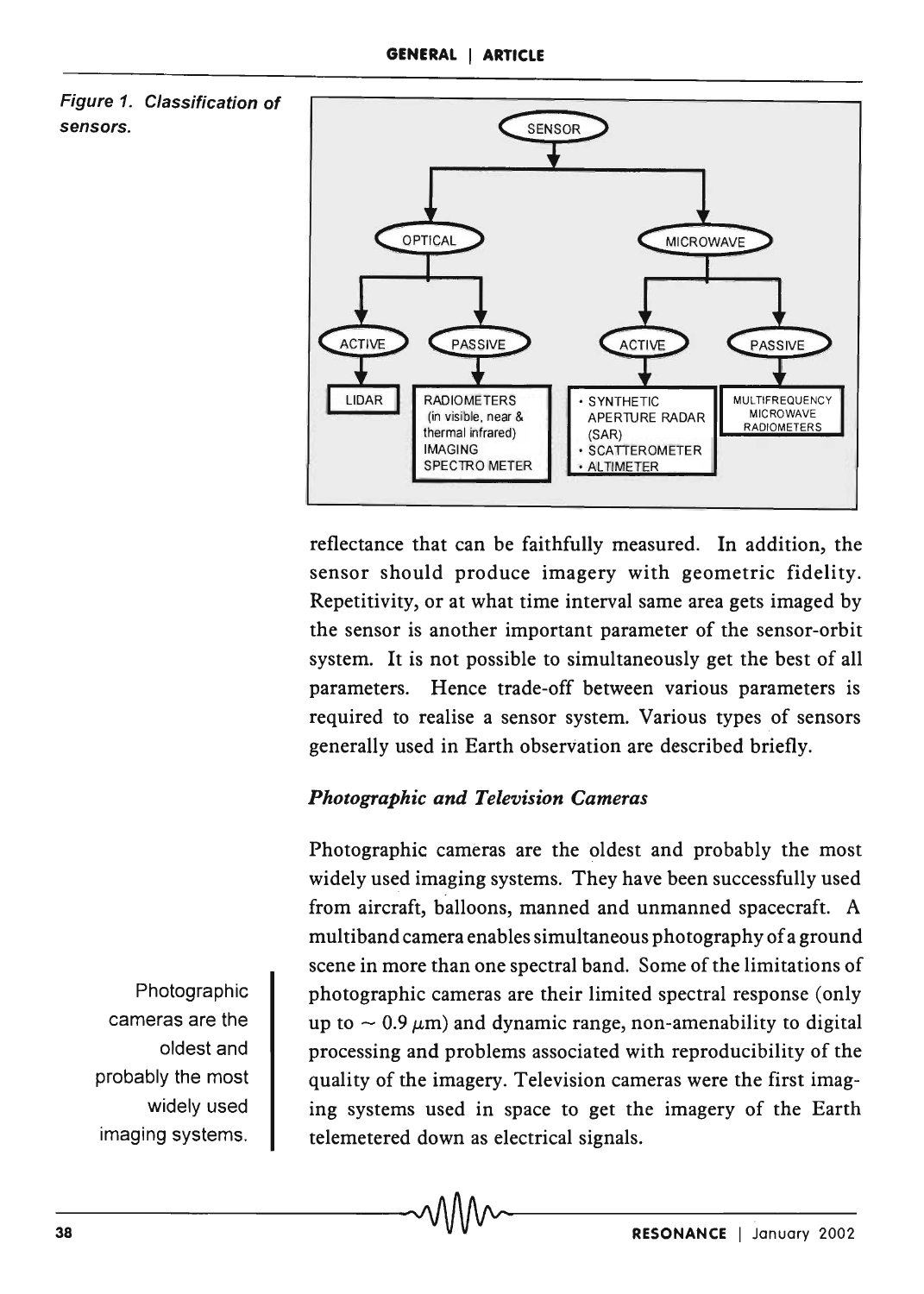**Figure 1. Classification of sensors.**

- SENSOR
  - OPTICAL
    - ACTIVE
      - LIDAR
    - PASSIVE
      - RADIOMETERS (in visible, near & thermal infrared)
      - IMAGING SPECTRO METER
  - MICROWAVE
    - ACTIVE
      - SYNTHETIC APERTURE RADAR (SAR)
      - SCATTEROMETER
      - ALTIMETER
    - PASSIVE
      - MULTIFREQUENCY MICROWAVE RADIOMETERS

reflectance that can be faithfully measured. In addition, the sensor should produce imagery with geometric fidelity. Repetitivity, or at what time interval same area gets imaged by the sensor is another important parameter of the sensor-orbit system. It is not possible to simultaneously get the best of all parameters. Hence trade-off between various parameters is required to realise a sensor system. Various types of sensors generally used in Earth observation are described briefly.

### *Photographic and Television Cameras*

Photographic cameras are the oldest and probably the most widely used imaging systems. They have been successfully used from aircraft, balloons, manned and unmanned spacecraft. A multiband camera enables simultaneous photography of a ground scene in more than one spectral band. Some of the limitations of photographic cameras are their limited spectral response (only up to $\sim 0.9\ \mu$m) and dynamic range, non-amenability to digital processing and problems associated with reproducibility of the quality of the imagery. Television cameras were the first imaging systems used in space to get the imagery of the Earth telemetered down as electrical signals.

> Photographic cameras are the oldest and probably the most widely used imaging systems.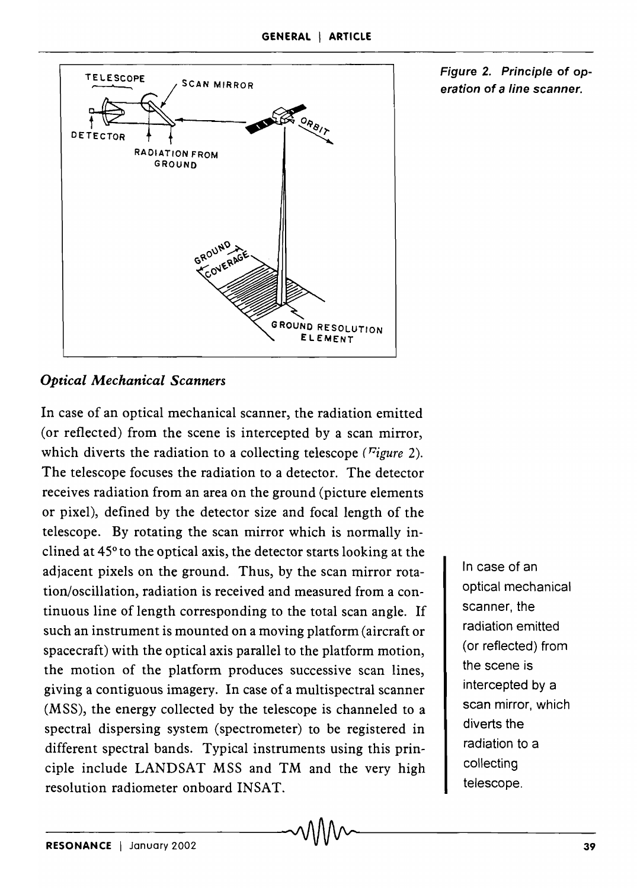Figure 2. Principle of operation of a line scanner.

### *Optical Mechanical Scanners*

In case of an optical mechanical scanner, the radiation emitted (or reflected) from the scene is intercepted by a scan mirror, which diverts the radiation to a collecting telescope (*Figure 2*). The telescope focuses the radiation to a detector. The detector receives radiation from an area on the ground (picture elements or pixel), defined by the detector size and focal length of the telescope. By rotating the scan mirror which is normally inclined at 45° to the optical axis, the detector starts looking at the adjacent pixels on the ground. Thus, by the scan mirror rotation/oscillation, radiation is received and measured from a continuous line of length corresponding to the total scan angle. If such an instrument is mounted on a moving platform (aircraft or spacecraft) with the optical axis parallel to the platform motion, the motion of the platform produces successive scan lines, giving a contiguous imagery. In case of a multispectral scanner (MSS), the energy collected by the telescope is channeled to a spectral dispersing system (spectrometer) to be registered in different spectral bands. Typical instruments using this principle include LANDSAT MSS and TM and the very high resolution radiometer onboard INSAT.

In case of an optical mechanical scanner, the radiation emitted (or reflected) from the scene is intercepted by a scan mirror, which diverts the radiation to a collecting telescope.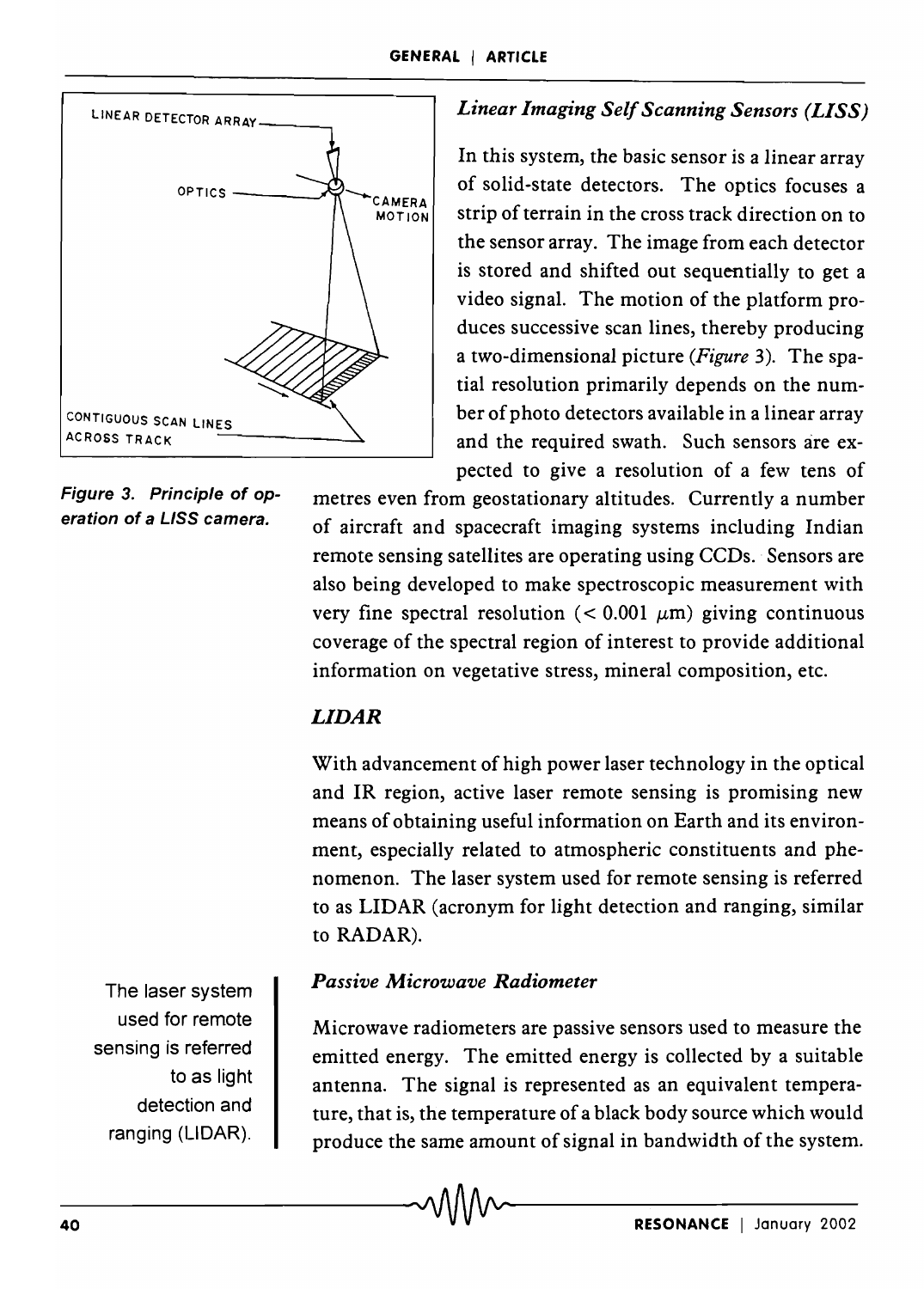### *Linear Imaging Self Scanning Sensors (LISS)*

In this system, the basic sensor is a linear array of solid-state detectors. The optics focuses a strip of terrain in the cross track direction on to the sensor array. The image from each detector is stored and shifted out sequentially to get a video signal. The motion of the platform produces successive scan lines, thereby producing a two-dimensional picture (*Figure* 3). The spatial resolution primarily depends on the number of photo detectors available in a linear array and the required swath. Such sensors are expected to give a resolution of a few tens of metres even from geostationary altitudes. Currently a number of aircraft and spacecraft imaging systems including Indian remote sensing satellites are operating using CCDs. Sensors are also being developed to make spectroscopic measurement with very fine spectral resolution ($< 0.001\ \mu$m) giving continuous coverage of the spectral region of interest to provide additional information on vegetative stress, mineral composition, etc.

LINEAR DETECTOR ARRAY

OPTICS

CAMERA MOTION

CONTIGUOUS SCAN LINES ACROSS TRACK

**Figure 3. Principle of operation of a LISS camera.**

### *LIDAR*

With advancement of high power laser technology in the optical and IR region, active laser remote sensing is promising new means of obtaining useful information on Earth and its environment, especially related to atmospheric constituents and phenomenon. The laser system used for remote sensing is referred to as LIDAR (acronym for light detection and ranging, similar to RADAR).

The laser system used for remote sensing is referred to as light detection and ranging (LIDAR).

### *Passive Microwave Radiometer*

Microwave radiometers are passive sensors used to measure the emitted energy. The emitted energy is collected by a suitable antenna. The signal is represented as an equivalent temperature, that is, the temperature of a black body source which would produce the same amount of signal in bandwidth of the system.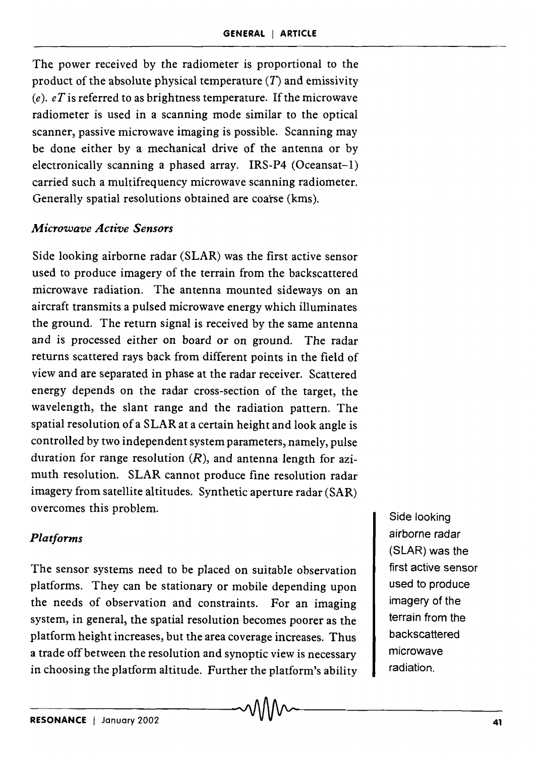The power received by the radiometer is proportional to the product of the absolute physical temperature ($T$) and emissivity ($e$). $eT$ is referred to as brightness temperature. If the microwave radiometer is used in a scanning mode similar to the optical scanner, passive microwave imaging is possible. Scanning may be done either by a mechanical drive of the antenna or by electronically scanning a phased array. IRS-P4 (Oceansat–1) carried such a multifrequency microwave scanning radiometer. Generally spatial resolutions obtained are coarse (kms).

### *Microwave Active Sensors*

Side looking airborne radar (SLAR) was the first active sensor used to produce imagery of the terrain from the backscattered microwave radiation. The antenna mounted sideways on an aircraft transmits a pulsed microwave energy which illuminates the ground. The return signal is received by the same antenna and is processed either on board or on ground. The radar returns scattered rays back from different points in the field of view and are separated in phase at the radar receiver. Scattered energy depends on the radar cross-section of the target, the wavelength, the slant range and the radiation pattern. The spatial resolution of a SLAR at a certain height and look angle is controlled by two independent system parameters, namely, pulse duration for range resolution ($R$), and antenna length for azimuth resolution. SLAR cannot produce fine resolution radar imagery from satellite altitudes. Synthetic aperture radar (SAR) overcomes this problem.

> Side looking airborne radar (SLAR) was the first active sensor used to produce imagery of the terrain from the backscattered microwave radiation.

### *Platforms*

The sensor systems need to be placed on suitable observation platforms. They can be stationary or mobile depending upon the needs of observation and constraints. For an imaging system, in general, the spatial resolution becomes poorer as the platform height increases, but the area coverage increases. Thus a trade off between the resolution and synoptic view is necessary in choosing the platform altitude. Further the platform's ability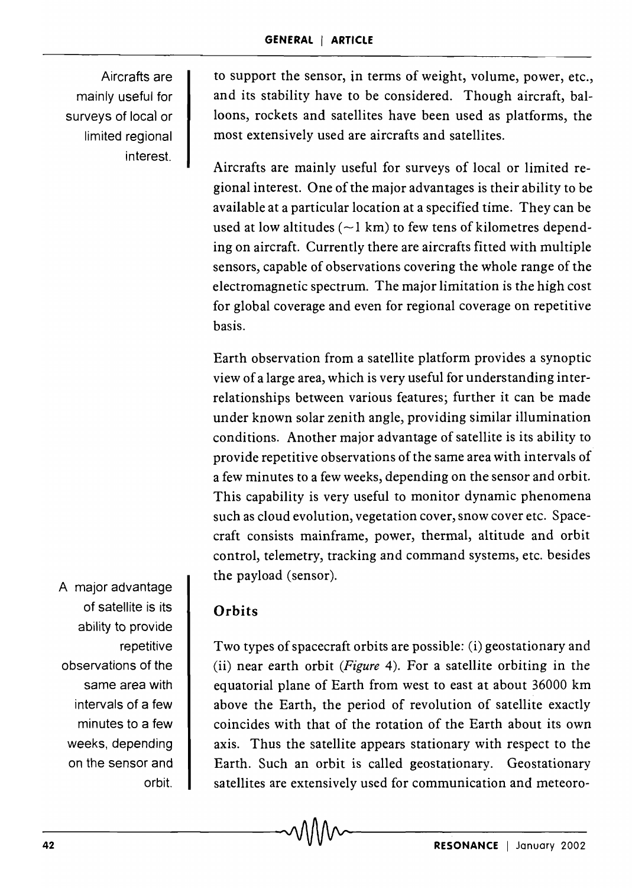Aircrafts are mainly useful for surveys of local or limited regional interest.

to support the sensor, in terms of weight, volume, power, etc., and its stability have to be considered. Though aircraft, balloons, rockets and satellites have been used as platforms, the most extensively used are aircrafts and satellites.

Aircrafts are mainly useful for surveys of local or limited regional interest. One of the major advantages is their ability to be available at a particular location at a specified time. They can be used at low altitudes ($\sim$1 km) to few tens of kilometres depending on aircraft. Currently there are aircrafts fitted with multiple sensors, capable of observations covering the whole range of the electromagnetic spectrum. The major limitation is the high cost for global coverage and even for regional coverage on repetitive basis.

Earth observation from a satellite platform provides a synoptic view of a large area, which is very useful for understanding interrelationships between various features; further it can be made under known solar zenith angle, providing similar illumination conditions. Another major advantage of satellite is its ability to provide repetitive observations of the same area with intervals of a few minutes to a few weeks, depending on the sensor and orbit. This capability is very useful to monitor dynamic phenomena such as cloud evolution, vegetation cover, snow cover etc. Spacecraft consists mainframe, power, thermal, altitude and orbit control, telemetry, tracking and command systems, etc. besides the payload (sensor).

A major advantage of satellite is its ability to provide repetitive observations of the same area with intervals of a few minutes to a few weeks, depending on the sensor and orbit.

## Orbits

Two types of spacecraft orbits are possible: (i) geostationary and (ii) near earth orbit (*Figure* 4). For a satellite orbiting in the equatorial plane of Earth from west to east at about 36000 km above the Earth, the period of revolution of satellite exactly coincides with that of the rotation of the Earth about its own axis. Thus the satellite appears stationary with respect to the Earth. Such an orbit is called geostationary. Geostationary satellites are extensively used for communication and meteoro-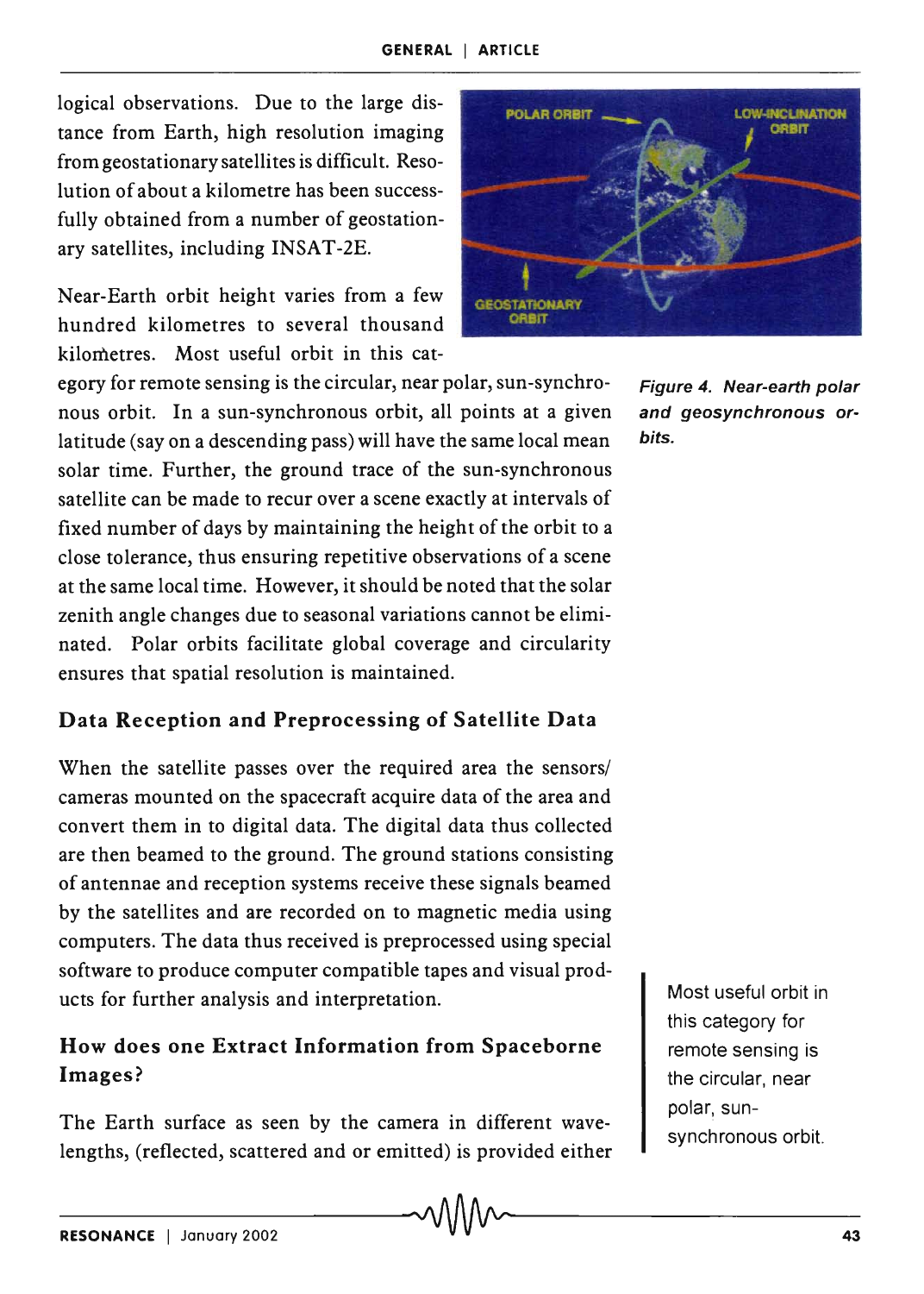logical observations. Due to the large distance from Earth, high resolution imaging from geostationary satellites is difficult. Resolution of about a kilometre has been successfully obtained from a number of geostationary satellites, including INSAT-2E.

*Figure 4. Near-earth polar and geosynchronous orbits.*

Near-Earth orbit height varies from a few hundred kilometres to several thousand kilometres. Most useful orbit in this category for remote sensing is the circular, near polar, sun-synchronous orbit. In a sun-synchronous orbit, all points at a given latitude (say on a descending pass) will have the same local mean solar time. Further, the ground trace of the sun-synchronous satellite can be made to recur over a scene exactly at intervals of fixed number of days by maintaining the height of the orbit to a close tolerance, thus ensuring repetitive observations of a scene at the same local time. However, it should be noted that the solar zenith angle changes due to seasonal variations cannot be eliminated. Polar orbits facilitate global coverage and circularity ensures that spatial resolution is maintained.

> Most useful orbit in this category for remote sensing is the circular, near polar, sun-synchronous orbit.

## Data Reception and Preprocessing of Satellite Data

When the satellite passes over the required area the sensors/ cameras mounted on the spacecraft acquire data of the area and convert them in to digital data. The digital data thus collected are then beamed to the ground. The ground stations consisting of antennae and reception systems receive these signals beamed by the satellites and are recorded on to magnetic media using computers. The data thus received is preprocessed using special software to produce computer compatible tapes and visual products for further analysis and interpretation.

## How does one Extract Information from Spaceborne Images?

The Earth surface as seen by the camera in different wavelengths, (reflected, scattered and or emitted) is provided either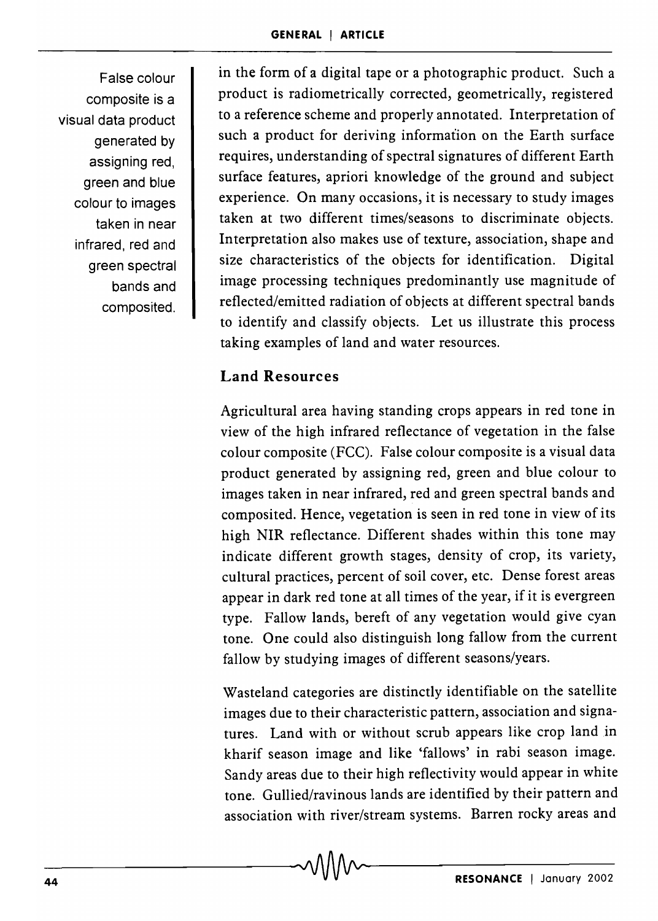> False colour composite is a visual data product generated by assigning red, green and blue colour to images taken in near infrared, red and green spectral bands and composited.

in the form of a digital tape or a photographic product. Such a product is radiometrically corrected, geometrically, registered to a reference scheme and properly annotated. Interpretation of such a product for deriving information on the Earth surface requires, understanding of spectral signatures of different Earth surface features, apriori knowledge of the ground and subject experience. On many occasions, it is necessary to study images taken at two different times/seasons to discriminate objects. Interpretation also makes use of texture, association, shape and size characteristics of the objects for identification. Digital image processing techniques predominantly use magnitude of reflected/emitted radiation of objects at different spectral bands to identify and classify objects. Let us illustrate this process taking examples of land and water resources.

## Land Resources

Agricultural area having standing crops appears in red tone in view of the high infrared reflectance of vegetation in the false colour composite (FCC). False colour composite is a visual data product generated by assigning red, green and blue colour to images taken in near infrared, red and green spectral bands and composited. Hence, vegetation is seen in red tone in view of its high NIR reflectance. Different shades within this tone may indicate different growth stages, density of crop, its variety, cultural practices, percent of soil cover, etc. Dense forest areas appear in dark red tone at all times of the year, if it is evergreen type. Fallow lands, bereft of any vegetation would give cyan tone. One could also distinguish long fallow from the current fallow by studying images of different seasons/years.

Wasteland categories are distinctly identifiable on the satellite images due to their characteristic pattern, association and signatures. Land with or without scrub appears like crop land in kharif season image and like 'fallows' in rabi season image. Sandy areas due to their high reflectivity would appear in white tone. Gullied/ravinous lands are identified by their pattern and association with river/stream systems. Barren rocky areas and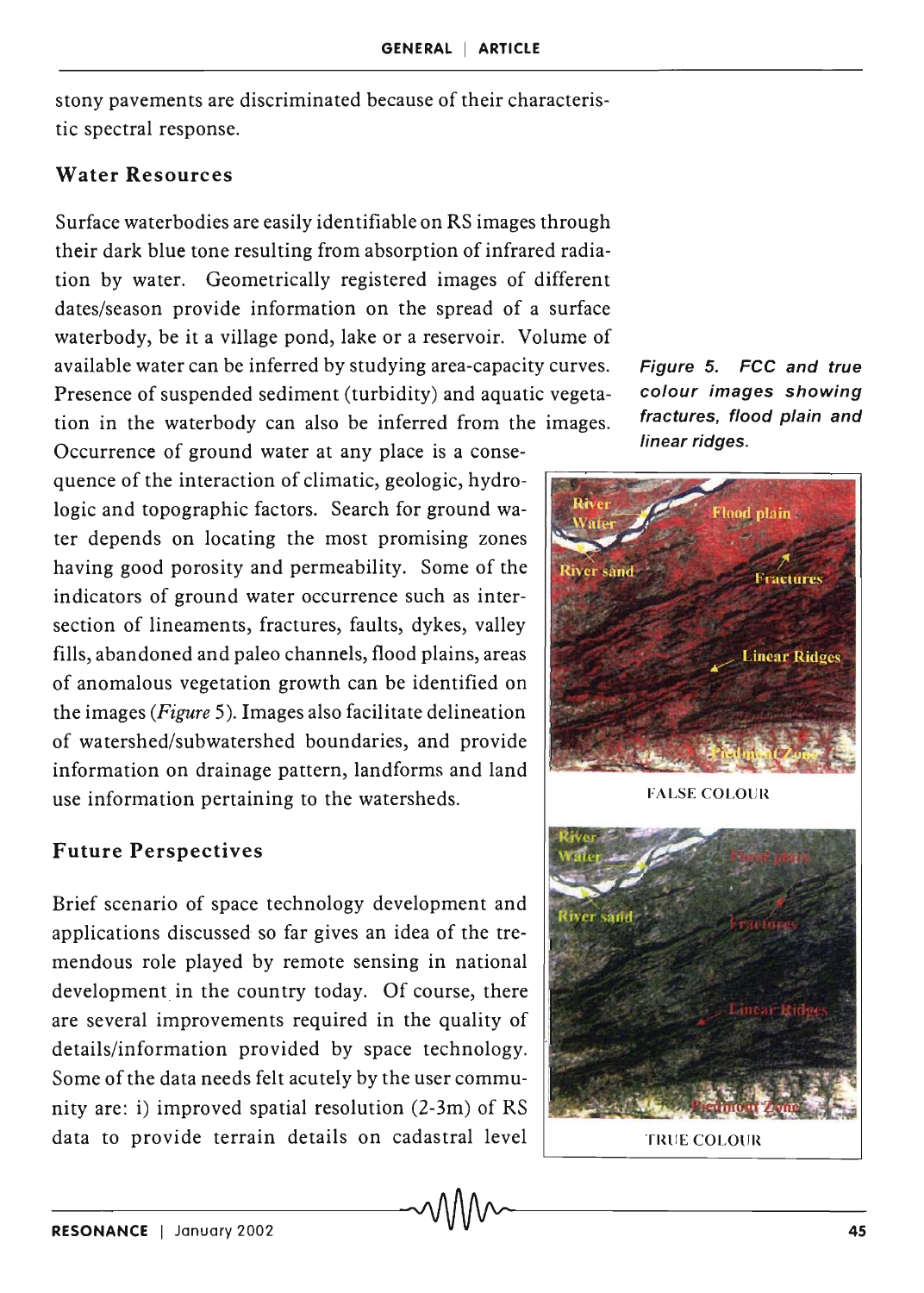stony pavements are discriminated because of their characteristic spectral response.

### Water Resources

Surface waterbodies are easily identifiable on RS images through their dark blue tone resulting from absorption of infrared radiation by water. Geometrically registered images of different dates/season provide information on the spread of a surface waterbody, be it a village pond, lake or a reservoir. Volume of available water can be inferred by studying area-capacity curves. Presence of suspended sediment (turbidity) and aquatic vegetation in the waterbody can also be inferred from the images. Occurrence of ground water at any place is a consequence of the interaction of climatic, geologic, hydrologic and topographic factors. Search for ground water depends on locating the most promising zones having good porosity and permeability. Some of the indicators of ground water occurrence such as intersection of lineaments, fractures, faults, dykes, valley fills, abandoned and paleo channels, flood plains, areas of anomalous vegetation growth can be identified on the images (*Figure* 5). Images also facilitate delineation of watershed/subwatershed boundaries, and provide information on drainage pattern, landforms and land use information pertaining to the watersheds.

*Figure 5. FCC and true colour images showing fractures, flood plain and linear ridges.*

FALSE COLOUR

TRUE COLOUR

### Future Perspectives

Brief scenario of space technology development and applications discussed so far gives an idea of the tremendous role played by remote sensing in national development in the country today. Of course, there are several improvements required in the quality of details/information provided by space technology. Some of the data needs felt acutely by the user community are: i) improved spatial resolution (2-3m) of RS data to provide terrain details on cadastral level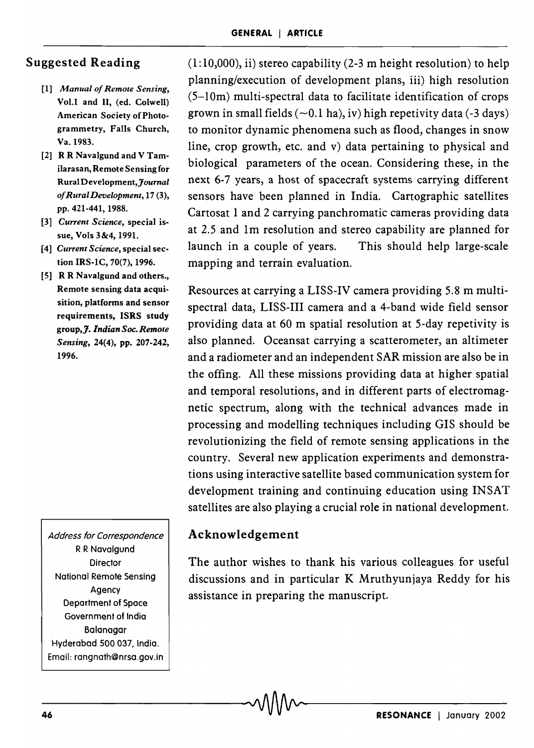(1:10,000), ii) stereo capability (2-3 m height resolution) to help planning/execution of development plans, iii) high resolution (5–10m) multi-spectral data to facilitate identification of crops grown in small fields ($\sim$0.1 ha), iv) high repetivity data (-3 days) to monitor dynamic phenomena such as flood, changes in snow line, crop growth, etc. and v) data pertaining to physical and biological parameters of the ocean. Considering these, in the next 6-7 years, a host of spacecraft systems carrying different sensors have been planned in India. Cartographic satellites Cartosat 1 and 2 carrying panchromatic cameras providing data at 2.5 and 1m resolution and stereo capability are planned for launch in a couple of years. This should help large-scale mapping and terrain evaluation.

Resources at carrying a LISS-IV camera providing 5.8 m multi-spectral data, LISS-III camera and a 4-band wide field sensor providing data at 60 m spatial resolution at 5-day repetivity is also planned. Oceansat carrying a scatterometer, an altimeter and a radiometer and an independent SAR mission are also be in the offing. All these missions providing data at higher spatial and temporal resolutions, and in different parts of electromagnetic spectrum, along with the technical advances made in processing and modelling techniques including GIS should be revolutionizing the field of remote sensing applications in the country. Several new application experiments and demonstrations using interactive satellite based communication system for development training and continuing education using INSAT satellites are also playing a crucial role in national development.

## Acknowledgement

The author wishes to thank his various colleagues for useful discussions and in particular K Mruthyunjaya Reddy for his assistance in preparing the manuscript.

## Suggested Reading

[1] *Manual of Remote Sensing*, Vol.1 and II, (ed. Colwell) American Society of Photogrammetry, Falls Church, Va. 1983.

[2] R R Navalgund and V Tamilarasan, Remote Sensing for Rural Development, *Journal of Rural Development*, 17 (3), pp. 421-441, 1988.

[3] *Current Science*, special issue, Vols 3&4, 1991.

[4] *Current Science*, special section IRS-1C, 70(7), 1996.

[5] R R Navalgund and others., Remote sensing data acquisition, platforms and sensor requirements, ISRS study group, *J. Indian Soc. Remote Sensing*, 24(4), pp. 207-242, 1996.

*Address for Correspondence*
R R Navalgund
Director
National Remote Sensing Agency
Department of Space
Government of India
Balanagar
Hyderabad 500 037, India.
Email: rangnath@nrsa.gov.in